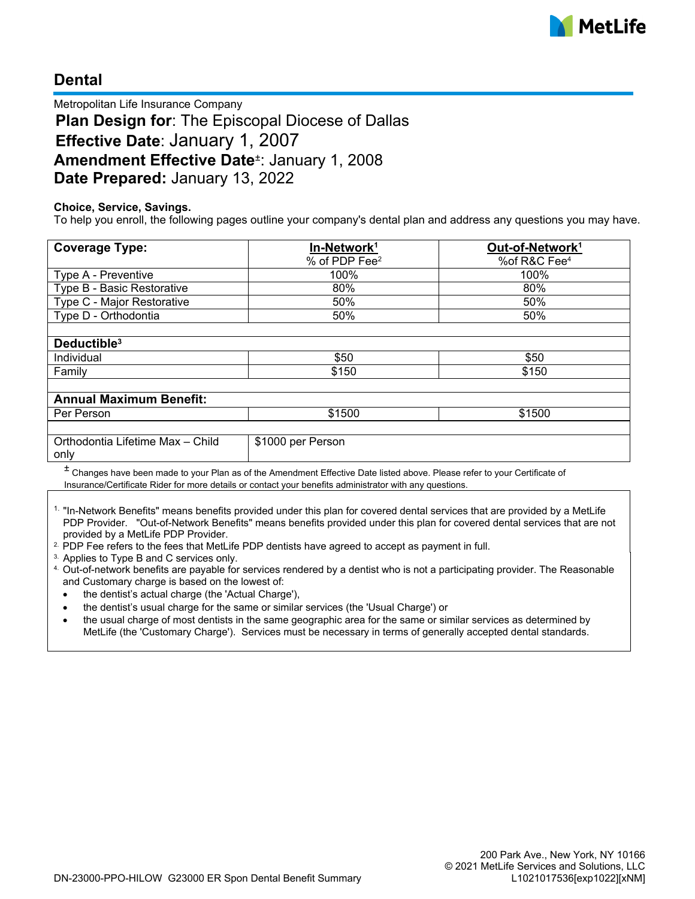# Dental

Metropolitan Life Insurance Company

**Plan Design for**: The Episcopal Diocese of Dallas
**Effective Date**: January 1, 2007
**Amendment Effective Date**[±]: January 1, 2008
**Date Prepared:** January 13, 2022

**Choice, Service, Savings.**
To help you enroll, the following pages outline your company's dental plan and address any questions you may have.

| **Coverage Type:** | **In-Network[1]** % of PDP Fee[2] | **Out-of-Network[1]** %of R&C Fee[4] |
|---|---|---|
| Type A - Preventive | 100% | 100% |
| Type B - Basic Restorative | 80% | 80% |
| Type C - Major Restorative | 50% | 50% |
| Type D - Orthodontia | 50% | 50% |
| | | |
| **Deductible[3]** | | |
| Individual | $50 | $50 |
| Family | $150 | $150 |
| | | |
| **Annual Maximum Benefit:** | | |
| Per Person | $1500 | $1500 |
| | | |
| Orthodontia Lifetime Max – Child only | $1000 per Person | |

[±] Changes have been made to your Plan as of the Amendment Effective Date listed above. Please refer to your Certificate of Insurance/Certificate Rider for more details or contact your benefits administrator with any questions.

1. "In-Network Benefits" means benefits provided under this plan for covered dental services that are provided by a MetLife PDP Provider. "Out-of-Network Benefits" means benefits provided under this plan for covered dental services that are not provided by a MetLife PDP Provider.
2. PDP Fee refers to the fees that MetLife PDP dentists have agreed to accept as payment in full.
3. Applies to Type B and C services only.
4. Out-of-network benefits are payable for services rendered by a dentist who is not a participating provider. The Reasonable and Customary charge is based on the lowest of:
   - the dentist's actual charge (the 'Actual Charge'),
   - the dentist's usual charge for the same or similar services (the 'Usual Charge') or
   - the usual charge of most dentists in the same geographic area for the same or similar services as determined by MetLife (the 'Customary Charge'). Services must be necessary in terms of generally accepted dental standards.

200 Park Ave., New York, NY 10166
© 2021 MetLife Services and Solutions, LLC
DN-23000-PPO-HILOW G23000 ER Spon Dental Benefit Summary
L1021017536[exp1022][xNM]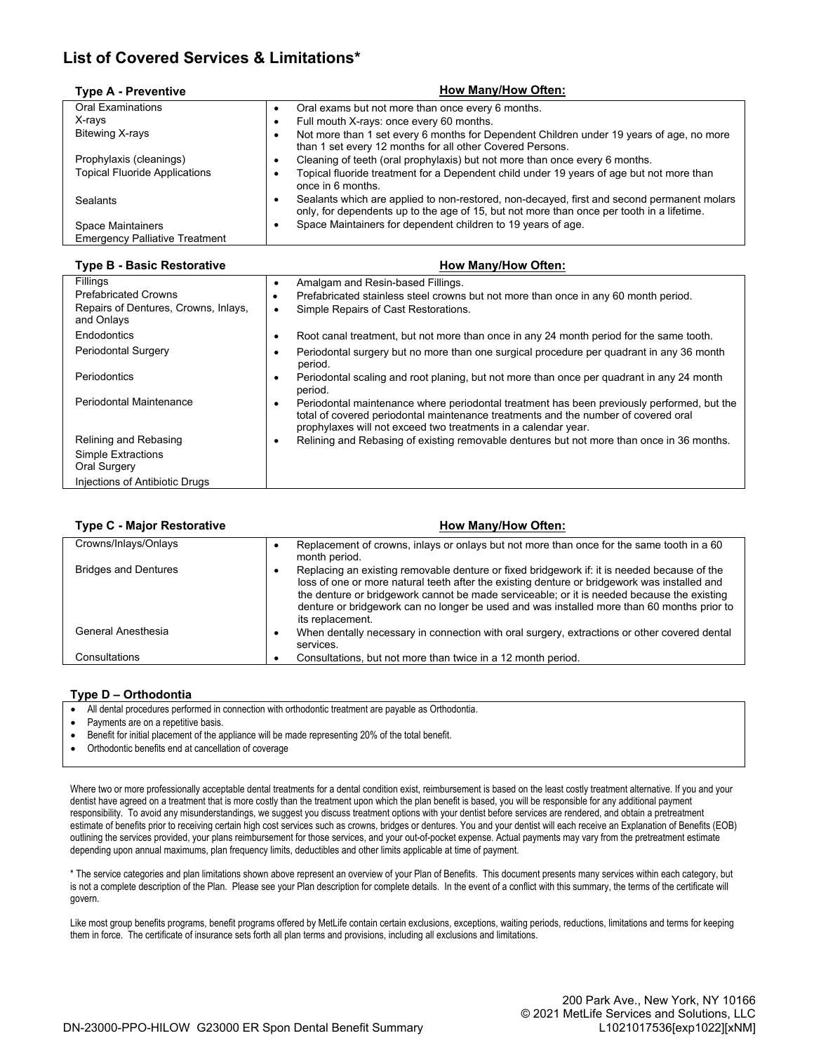# List of Covered Services & Limitations*

| Type A - Preventive | How Many/How Often: |
|---|---|
| Oral Examinations | • Oral exams but not more than once every 6 months. |
| X-rays | • Full mouth X-rays: once every 60 months. |
| Bitewing X-rays | • Not more than 1 set every 6 months for Dependent Children under 19 years of age, no more than 1 set every 12 months for all other Covered Persons. |
| Prophylaxis (cleanings) | • Cleaning of teeth (oral prophylaxis) but not more than once every 6 months. |
| Topical Fluoride Applications | • Topical fluoride treatment for a Dependent child under 19 years of age but not more than once in 6 months. |
| Sealants | • Sealants which are applied to non-restored, non-decayed, first and second permanent molars only, for dependents up to the age of 15, but not more than once per tooth in a lifetime. |
| Space Maintainers | • Space Maintainers for dependent children to 19 years of age. |
| Emergency Palliative Treatment | |

| Type B - Basic Restorative | How Many/How Often: |
|---|---|
| Fillings | • Amalgam and Resin-based Fillings. |
| Prefabricated Crowns | • Prefabricated stainless steel crowns but not more than once in any 60 month period. |
| Repairs of Dentures, Crowns, Inlays, and Onlays | • Simple Repairs of Cast Restorations. |
| Endodontics | • Root canal treatment, but not more than once in any 24 month period for the same tooth. |
| Periodontal Surgery | • Periodontal surgery but no more than one surgical procedure per quadrant in any 36 month period. |
| Periodontics | • Periodontal scaling and root planing, but not more than once per quadrant in any 24 month period. |
| Periodontal Maintenance | • Periodontal maintenance where periodontal treatment has been previously performed, but the total of covered periodontal maintenance treatments and the number of covered oral prophylaxes will not exceed two treatments in a calendar year. |
| Relining and Rebasing | • Relining and Rebasing of existing removable dentures but not more than once in 36 months. |
| Simple Extractions | |
| Oral Surgery | |
| Injections of Antibiotic Drugs | |

| Type C - Major Restorative | How Many/How Often: |
|---|---|
| Crowns/Inlays/Onlays | • Replacement of crowns, inlays or onlays but not more than once for the same tooth in a 60 month period. |
| Bridges and Dentures | • Replacing an existing removable denture or fixed bridgework if: it is needed because of the loss of one or more natural teeth after the existing denture or bridgework was installed and the denture or bridgework cannot be made serviceable; or it is needed because the existing denture or bridgework can no longer be used and was installed more than 60 months prior to its replacement. |
| General Anesthesia | • When dentally necessary in connection with oral surgery, extractions or other covered dental services. |
| Consultations | • Consultations, but not more than twice in a 12 month period. |

**Type D – Orthodontia**

- All dental procedures performed in connection with orthodontic treatment are payable as Orthodontia.
- Payments are on a repetitive basis.
- Benefit for initial placement of the appliance will be made representing 20% of the total benefit.
- Orthodontic benefits end at cancellation of coverage

Where two or more professionally acceptable dental treatments for a dental condition exist, reimbursement is based on the least costly treatment alternative. If you and your dentist have agreed on a treatment that is more costly than the treatment upon which the plan benefit is based, you will be responsible for any additional payment responsibility. To avoid any misunderstandings, we suggest you discuss treatment options with your dentist before services are rendered, and obtain a pretreatment estimate of benefits prior to receiving certain high cost services such as crowns, bridges or dentures. You and your dentist will each receive an Explanation of Benefits (EOB) outlining the services provided, your plans reimbursement for those services, and your out-of-pocket expense. Actual payments may vary from the pretreatment estimate depending upon annual maximums, plan frequency limits, deductibles and other limits applicable at time of payment.

* The service categories and plan limitations shown above represent an overview of your Plan of Benefits. This document presents many services within each category, but is not a complete description of the Plan. Please see your Plan description for complete details. In the event of a conflict with this summary, the terms of the certificate will govern.

Like most group benefits programs, benefit programs offered by MetLife contain certain exclusions, exceptions, waiting periods, reductions, limitations and terms for keeping them in force. The certificate of insurance sets forth all plan terms and provisions, including all exclusions and limitations.

200 Park Ave., New York, NY 10166
© 2021 MetLife Services and Solutions, LLC

DN-23000-PPO-HILOW G23000 ER Spon Dental Benefit Summary L1021017536[exp1022][xNM]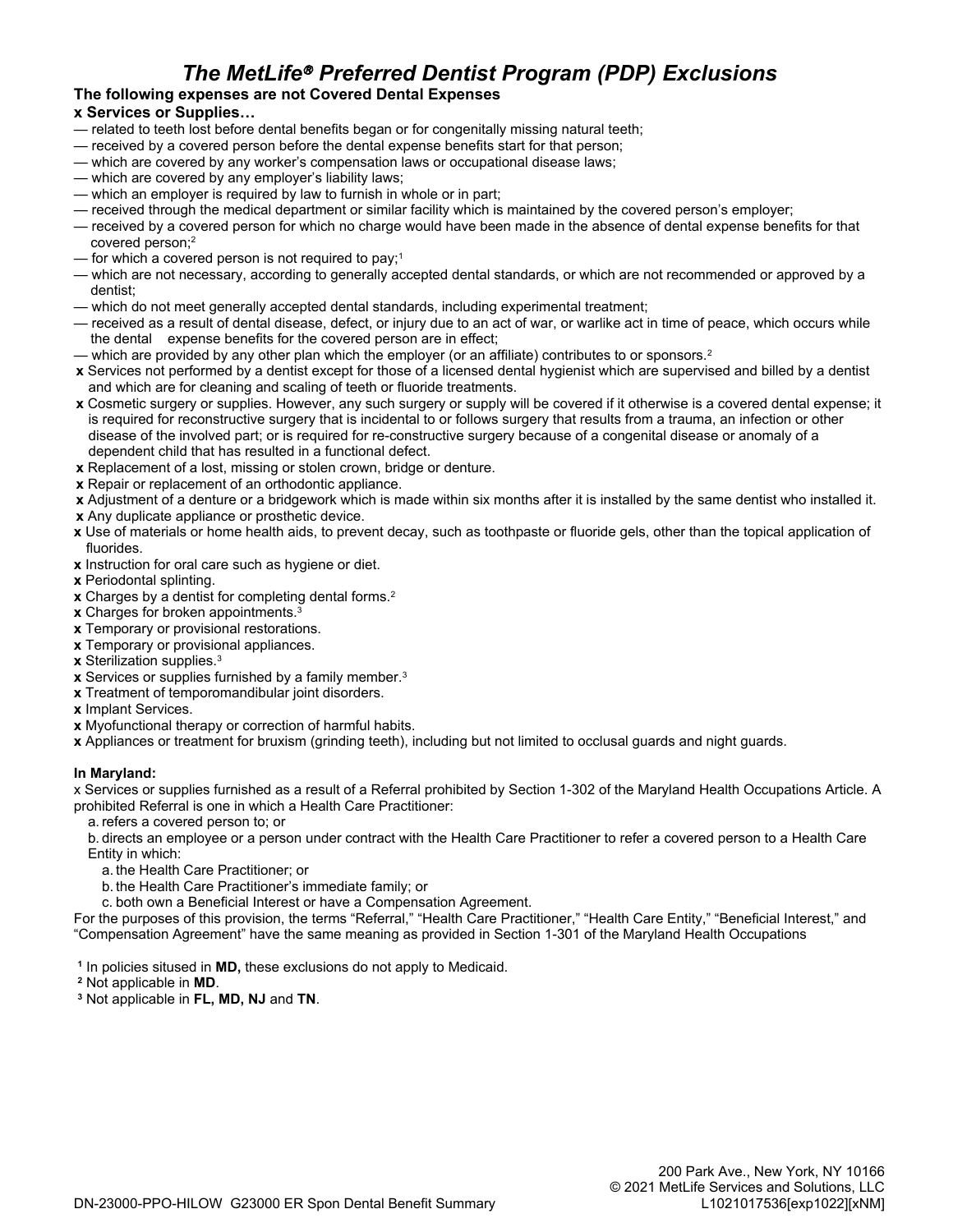# *The MetLife® Preferred Dentist Program (PDP) Exclusions*

**The following expenses are not Covered Dental Expenses**

**x Services or Supplies…**

— related to teeth lost before dental benefits began or for congenitally missing natural teeth;
— received by a covered person before the dental expense benefits start for that person;
— which are covered by any worker's compensation laws or occupational disease laws;
— which are covered by any employer's liability laws;
— which an employer is required by law to furnish in whole or in part;
— received through the medical department or similar facility which is maintained by the covered person's employer;
— received by a covered person for which no charge would have been made in the absence of dental expense benefits for that covered person;[2]
— for which a covered person is not required to pay;[1]
— which are not necessary, according to generally accepted dental standards, or which are not recommended or approved by a dentist;
— which do not meet generally accepted dental standards, including experimental treatment;
— received as a result of dental disease, defect, or injury due to an act of war, or warlike act in time of peace, which occurs while the dental expense benefits for the covered person are in effect;
— which are provided by any other plan which the employer (or an affiliate) contributes to or sponsors.[2]

**x** Services not performed by a dentist except for those of a licensed dental hygienist which are supervised and billed by a dentist and which are for cleaning and scaling of teeth or fluoride treatments.
**x** Cosmetic surgery or supplies. However, any such surgery or supply will be covered if it otherwise is a covered dental expense; it is required for reconstructive surgery that is incidental to or follows surgery that results from a trauma, an infection or other disease of the involved part; or is required for re-constructive surgery because of a congenital disease or anomaly of a dependent child that has resulted in a functional defect.
**x** Replacement of a lost, missing or stolen crown, bridge or denture.
**x** Repair or replacement of an orthodontic appliance.
**x** Adjustment of a denture or a bridgework which is made within six months after it is installed by the same dentist who installed it.
**x** Any duplicate appliance or prosthetic device.
**x** Use of materials or home health aids, to prevent decay, such as toothpaste or fluoride gels, other than the topical application of fluorides.
**x** Instruction for oral care such as hygiene or diet.
**x** Periodontal splinting.
**x** Charges by a dentist for completing dental forms.[2]
**x** Charges for broken appointments.[3]
**x** Temporary or provisional restorations.
**x** Temporary or provisional appliances.
**x** Sterilization supplies.[3]
**x** Services or supplies furnished by a family member.[3]
**x** Treatment of temporomandibular joint disorders.
**x** Implant Services.
**x** Myofunctional therapy or correction of harmful habits.
**x** Appliances or treatment for bruxism (grinding teeth), including but not limited to occlusal guards and night guards.

**In Maryland:**

x Services or supplies furnished as a result of a Referral prohibited by Section 1-302 of the Maryland Health Occupations Article. A prohibited Referral is one in which a Health Care Practitioner:

a. refers a covered person to; or
b. directs an employee or a person under contract with the Health Care Practitioner to refer a covered person to a Health Care Entity in which:
  a. the Health Care Practitioner; or
  b. the Health Care Practitioner's immediate family; or
  c. both own a Beneficial Interest or have a Compensation Agreement.

For the purposes of this provision, the terms "Referral," "Health Care Practitioner," "Health Care Entity," "Beneficial Interest," and "Compensation Agreement" have the same meaning as provided in Section 1-301 of the Maryland Health Occupations

[1] In policies sitused in **MD,** these exclusions do not apply to Medicaid.
[2] Not applicable in **MD**.
[3] Not applicable in **FL, MD, NJ** and **TN**.

200 Park Ave., New York, NY 10166
© 2021 MetLife Services and Solutions, LLC
DN-23000-PPO-HILOW G23000 ER Spon Dental Benefit Summary L1021017536[exp1022][xNM]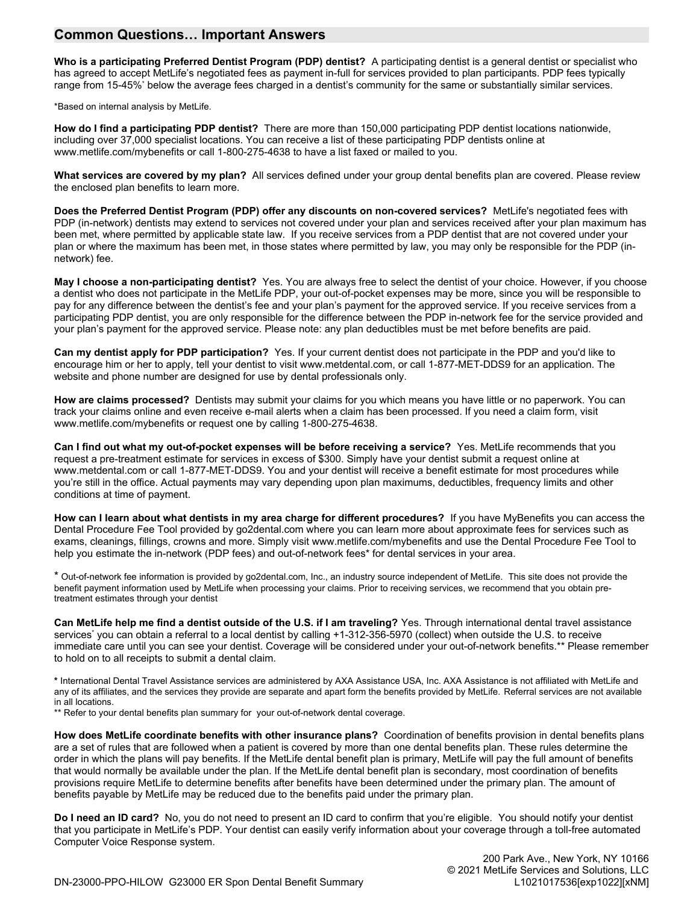## Common Questions… Important Answers

**Who is a participating Preferred Dentist Program (PDP) dentist?** A participating dentist is a general dentist or specialist who has agreed to accept MetLife's negotiated fees as payment in-full for services provided to plan participants. PDP fees typically range from 15-45%* below the average fees charged in a dentist's community for the same or substantially similar services.

*Based on internal analysis by MetLife.

**How do I find a participating PDP dentist?** There are more than 150,000 participating PDP dentist locations nationwide, including over 37,000 specialist locations. You can receive a list of these participating PDP dentists online at www.metlife.com/mybenefits or call 1-800-275-4638 to have a list faxed or mailed to you.

**What services are covered by my plan?** All services defined under your group dental benefits plan are covered. Please review the enclosed plan benefits to learn more.

**Does the Preferred Dentist Program (PDP) offer any discounts on non-covered services?** MetLife's negotiated fees with PDP (in-network) dentists may extend to services not covered under your plan and services received after your plan maximum has been met, where permitted by applicable state law. If you receive services from a PDP dentist that are not covered under your plan or where the maximum has been met, in those states where permitted by law, you may only be responsible for the PDP (in-network) fee.

**May I choose a non-participating dentist?** Yes. You are always free to select the dentist of your choice. However, if you choose a dentist who does not participate in the MetLife PDP, your out-of-pocket expenses may be more, since you will be responsible to pay for any difference between the dentist's fee and your plan's payment for the approved service. If you receive services from a participating PDP dentist, you are only responsible for the difference between the PDP in-network fee for the service provided and your plan's payment for the approved service. Please note: any plan deductibles must be met before benefits are paid.

**Can my dentist apply for PDP participation?** Yes. If your current dentist does not participate in the PDP and you'd like to encourage him or her to apply, tell your dentist to visit www.metdental.com, or call 1-877-MET-DDS9 for an application. The website and phone number are designed for use by dental professionals only.

**How are claims processed?** Dentists may submit your claims for you which means you have little or no paperwork. You can track your claims online and even receive e-mail alerts when a claim has been processed. If you need a claim form, visit www.metlife.com/mybenefits or request one by calling 1-800-275-4638.

**Can I find out what my out-of-pocket expenses will be before receiving a service?** Yes. MetLife recommends that you request a pre-treatment estimate for services in excess of $300. Simply have your dentist submit a request online at www.metdental.com or call 1-877-MET-DDS9. You and your dentist will receive a benefit estimate for most procedures while you're still in the office. Actual payments may vary depending upon plan maximums, deductibles, frequency limits and other conditions at time of payment.

**How can I learn about what dentists in my area charge for different procedures?** If you have MyBenefits you can access the Dental Procedure Fee Tool provided by go2dental.com where you can learn more about approximate fees for services such as exams, cleanings, fillings, crowns and more. Simply visit www.metlife.com/mybenefits and use the Dental Procedure Fee Tool to help you estimate the in-network (PDP fees) and out-of-network fees* for dental services in your area.

* Out-of-network fee information is provided by go2dental.com, Inc., an industry source independent of MetLife. This site does not provide the benefit payment information used by MetLife when processing your claims. Prior to receiving services, we recommend that you obtain pre-treatment estimates through your dentist

**Can MetLife help me find a dentist outside of the U.S. if I am traveling?** Yes. Through international dental travel assistance services* you can obtain a referral to a local dentist by calling +1-312-356-5970 (collect) when outside the U.S. to receive immediate care until you can see your dentist. Coverage will be considered under your out-of-network benefits.** Please remember to hold on to all receipts to submit a dental claim.

* International Dental Travel Assistance services are administered by AXA Assistance USA, Inc. AXA Assistance is not affiliated with MetLife and any of its affiliates, and the services they provide are separate and apart form the benefits provided by MetLife. Referral services are not available in all locations.
** Refer to your dental benefits plan summary for your out-of-network dental coverage.

**How does MetLife coordinate benefits with other insurance plans?** Coordination of benefits provision in dental benefits plans are a set of rules that are followed when a patient is covered by more than one dental benefits plan. These rules determine the order in which the plans will pay benefits. If the MetLife dental benefit plan is primary, MetLife will pay the full amount of benefits that would normally be available under the plan. If the MetLife dental benefit plan is secondary, most coordination of benefits provisions require MetLife to determine benefits after benefits have been determined under the primary plan. The amount of benefits payable by MetLife may be reduced due to the benefits paid under the primary plan.

**Do I need an ID card?** No, you do not need to present an ID card to confirm that you're eligible. You should notify your dentist that you participate in MetLife's PDP. Your dentist can easily verify information about your coverage through a toll-free automated Computer Voice Response system.

200 Park Ave., New York, NY 10166
© 2021 MetLife Services and Solutions, LLC
DN-23000-PPO-HILOW G23000 ER Spon Dental Benefit Summary L1021017536[exp1022][xNM]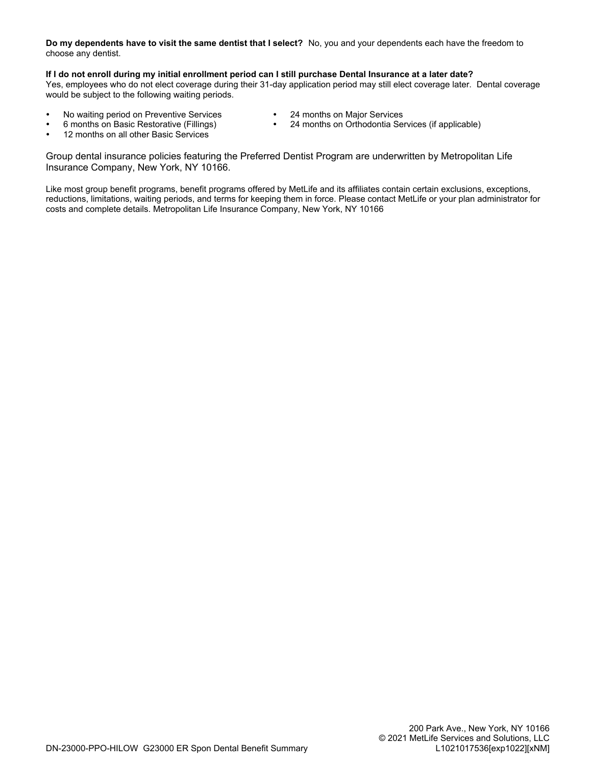**Do my dependents have to visit the same dentist that I select?** No, you and your dependents each have the freedom to choose any dentist.

**If I do not enroll during my initial enrollment period can I still purchase Dental Insurance at a later date?**
Yes, employees who do not elect coverage during their 31-day application period may still elect coverage later. Dental coverage would be subject to the following waiting periods.

- No waiting period on Preventive Services
- 6 months on Basic Restorative (Fillings)
- 12 months on all other Basic Services
- 24 months on Major Services
- 24 months on Orthodontia Services (if applicable)

Group dental insurance policies featuring the Preferred Dentist Program are underwritten by Metropolitan Life Insurance Company, New York, NY 10166.

Like most group benefit programs, benefit programs offered by MetLife and its affiliates contain certain exclusions, exceptions, reductions, limitations, waiting periods, and terms for keeping them in force. Please contact MetLife or your plan administrator for costs and complete details. Metropolitan Life Insurance Company, New York, NY 10166

200 Park Ave., New York, NY 10166
© 2021 MetLife Services and Solutions, LLC
L1021017536[exp1022][xNM]

DN-23000-PPO-HILOW G23000 ER Spon Dental Benefit Summary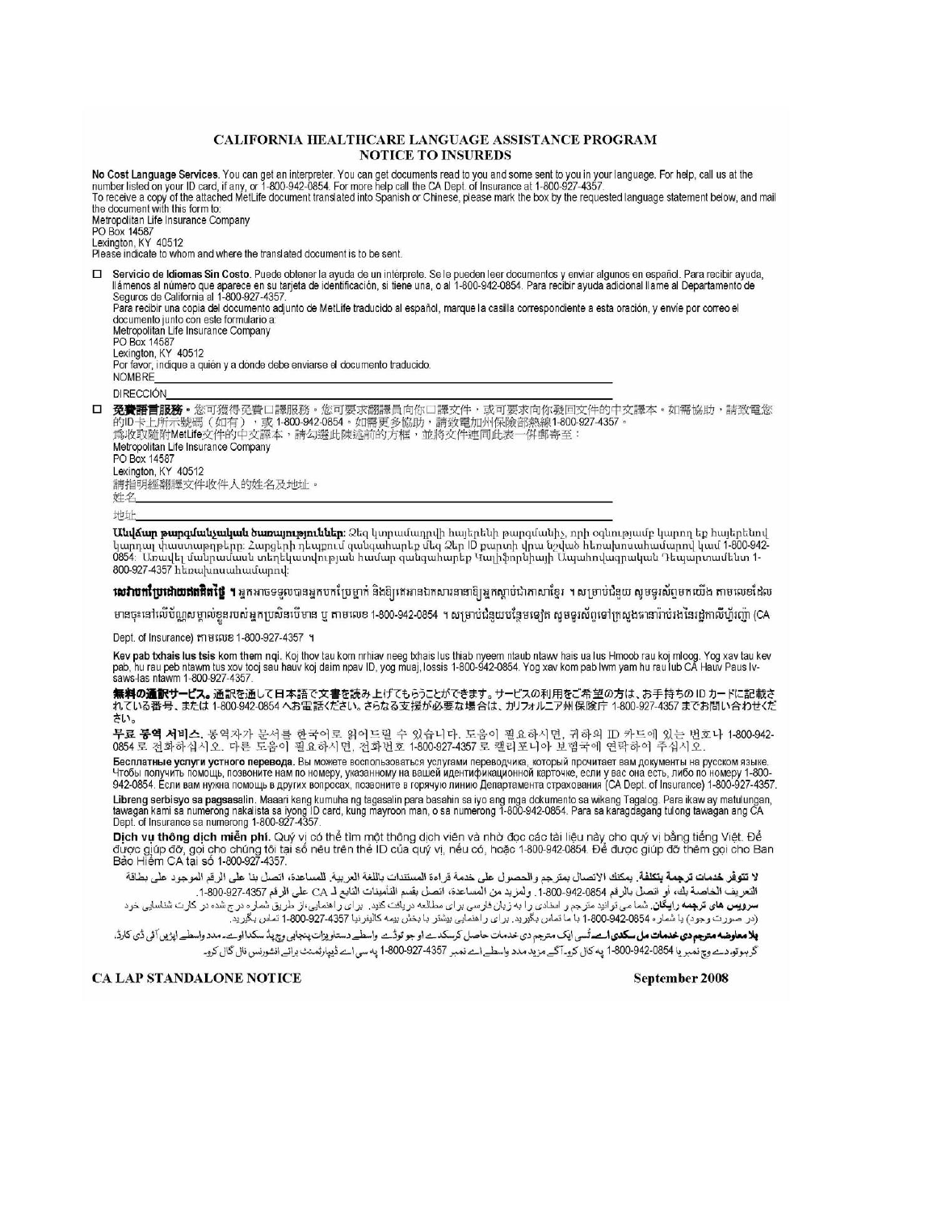## CALIFORNIA HEALTHCARE LANGUAGE ASSISTANCE PROGRAM
## NOTICE TO INSUREDS

**No Cost Language Services.** You can get an interpreter. You can get documents read to you and some sent to you in your language. For help, call us at the number listed on your ID card, if any, or 1-800-942-0854. For more help call the CA Dept. of Insurance at 1-800-927-4357.
To receive a copy of the attached MetLife document translated into Spanish or Chinese, please mark the box by the requested language statement below, and mail the document with this form to:
Metropolitan Life Insurance Company
PO Box 14587
Lexington, KY 40512
Please indicate to whom and where the translated document is to be sent.

☐ **Servicio de Idiomas Sin Costo.** Puede obtener la ayuda de un intérprete. Se le pueden leer documentos y enviar algunos en español. Para recibir ayuda, llámenos al número que aparece en su tarjeta de identificación, si tiene una, o al 1-800-942-0854. Para recibir ayuda adicional llame al Departamento de Seguros de California al 1-800-927-4357.
Para recibir una copia del documento adjunto de MetLife traducido al español, marque la casilla correspondiente a esta oración, y envíe por correo el documento junto con este formulario a:
Metropolitan Life Insurance Company
PO Box 14587
Lexington, KY 40512
Por favor, indique a quién y a dónde debe enviarse el documento traducido.
NOMBRE_______________________________________________
DIRECCIÓN_____________________________________________

☐ **免費語言服務。**您可獲得免費口譯服務。您可要求翻譯員向你口譯文件，或可要求向你發回文件的中文譯本。如需協助，請致電您的ID卡上所示號碼（如有），或 1-800-942-0854。如需更多協助，請致電加州保險部熱線1-800-927-4357。
為收取隨附MetLife文件的中文譯本，請勾選此陳述前的方框，並將文件連同此表一併郵寄至：
Metropolitan Life Insurance Company
PO Box 14587
Lexington, KY 40512
請指明經翻譯文件收件人的姓名及地址。
姓名_______________________________________________
地址_______________________________________________

**Անվճար թարգմանչական ծառայություններ:** Ձեզ կտրամադրվի հայերենի թարգմանիչ, որի օգնությամբ կարող եք հայերենով կարդալ փաստաթղթերը: Հարցերի դեպքում զանգահարեք մեզ Ձեր ID քարտի վրա նշված հեռախոսահամարով կամ 1-800-942-0854: Առավել մանրամասն տեղեկատվության համար զանգահարեք Կալիֆորնիայի Ապահովագրական Դեպարտամենտ 1-800-927-4357 հեռախոսահամարով:

**សេវាបកប្រែដោយឥតគិតថ្លៃ ។** អ្នកអាចទទួលបានអ្នកបកប្រែម្នាក់ និងឱ្យគេអានឯកសារនានាឱ្យអ្នកស្តាប់ជាភាសាខ្មែរ ។ សម្រាប់ជំនួយ សូមទូរស័ព្ទមកយើង តាមលេខដែលមានចុះនៅលើប័ណ្ណសម្គាល់ខ្លួនរបស់អ្នកប្រសិនបើមាន ឬ តាមលេខ 1-800-942-0854 ។ សម្រាប់ជំនួយបន្ថែមទៀត សូមទូរស័ព្ទទៅក្រសួងធានារ៉ាប់រងនៃរដ្ឋកាលីហ្វ័រញ៉ា (CA Dept. of Insurance) តាមលេខ 1-800-927-4357 ។

Kev pab txhais lus tsis kom them nqi. Koj thov tau kom nrhiav neeg txhais lus thiab nyeem ntaub ntawv hais ua lus Hmoob rau koj mloog. Yog xav tau kev pab, hu rau peb ntawm tus xov tooj sau hauv koj daim npav ID, yog muaj, lossis 1-800-942-0854. Yog xav kom pab lwm yam hu rau lub CA Hauv Paus Iv-saws-las ntawm 1-800-927-4357.

**無料の通訳サービス。**通訳を通して日本語で文書を読み上げてもらうことができます。サービスの利用をご希望の方は、お手持ちのIDカードに記載されている番号、または1-800-942-0854へお電話ください。さらなる支援が必要な場合は、カリフォルニア州保険庁 1-800-927-4357 までお問い合わせください。

**무료 통역 서비스.** 통역자가 문서를 한국어로 읽어드릴 수 있습니다. 도움이 필요하시면, 귀하의 ID 카드에 있는 번호나 1-800-942-0854 로 전화하십시오. 다른 도움이 필요하시면, 전화번호 1-800-927-4357 로 캘리포니아 보험국에 연락하여 주십시오.

**Бесплатные услуги устного перевода.** Вы можете воспользоваться услугами переводчика, который прочитает вам документы на русском языке. Чтобы получить помощь, позвоните нам по номеру, указанному на вашей идентификационной карточке, если у вас она есть, либо по номеру 1-800-942-0854. Если вам нужна помощь в других вопросах, позвоните в горячую линию Департамента страхования (CA Dept. of Insurance) 1-800-927-4357.

**Libreng serbisyo sa pagsasalin.** Maaari kang kumuha ng tagasalin para basahin sa iyo ang mga dokumento sa wikang Tagalog. Para ikaw ay matulungan, tawagan kami sa numerong nakalista sa iyong ID card, kung mayroon man, o sa numerong 1-800-942-0854. Para sa karagdagang tulong tawagan ang CA Dept. of Insurance sa numerong 1-800-927-4357.

**Dịch vụ thông dịch miễn phí.** Quý vị có thể tìm một thông dịch viên và nhờ đọc các tài liệu này cho quý vị bằng tiếng Việt. Để được giúp đỡ, gọi cho chúng tôi tại số nêu trên thẻ ID của quý vị, nếu có, hoặc 1-800-942-0854. Để được giúp đỡ thêm gọi cho Ban Bảo Hiểm CA tại số 1-800-927-4357.

**لا تتوفر خدمات ترجمة بتكلفة.** يمكنك الاتصال بمترجم والحصول على خدمة قراءة المستندات باللغة العربية. للمساعدة، اتصل بنا على الرقم الموجود على بطاقة التعريف الخاصة بك، أو اتصل بالرقم 0854-942-800-1. ولمزيد من المساعدة، اتصل بقسم التأمينات التابع لـ CA على الرقم 4357-927-800-1.

**سرویس های ترجمه رایگان.** شما می توانید مترجم و امدادی را به زبان فارسی برای مطالعه دریافت کنید. برای راهنمایی، از طریق شماره درج شده در کارت شناسایی خود (در صورت وجود) یا شماره 0854-942-800-1 با ما تماس بگیرید. برای راهنمایی بیشتر با بخش بیمه کالیفرنیا 4357-927-800-1 تماس بگیرید.

**بلا معاوضہ مترجم دی خدمات مل سکدی اے۔** تُسی ایک مترجم دی خدمات حاصل کرسکدے او جو تُوڈے واسطے دستاویزات پنجابی وچ پڑھ سکدا اوے۔ مدد واسطے اپڑیں آئی ڈی کارڈ، گرہو تو دتے وچ نمبر یا 0854-942-800-1 پہ کال کرو۔ آگے مزید مدد واسطے اے نمبر 4357-927-800-1 پہ سی اے ڈیپارٹمنٹ برائے انشورنس نال گل کرو۔

**CA LAP STANDALONE NOTICE** September 2008